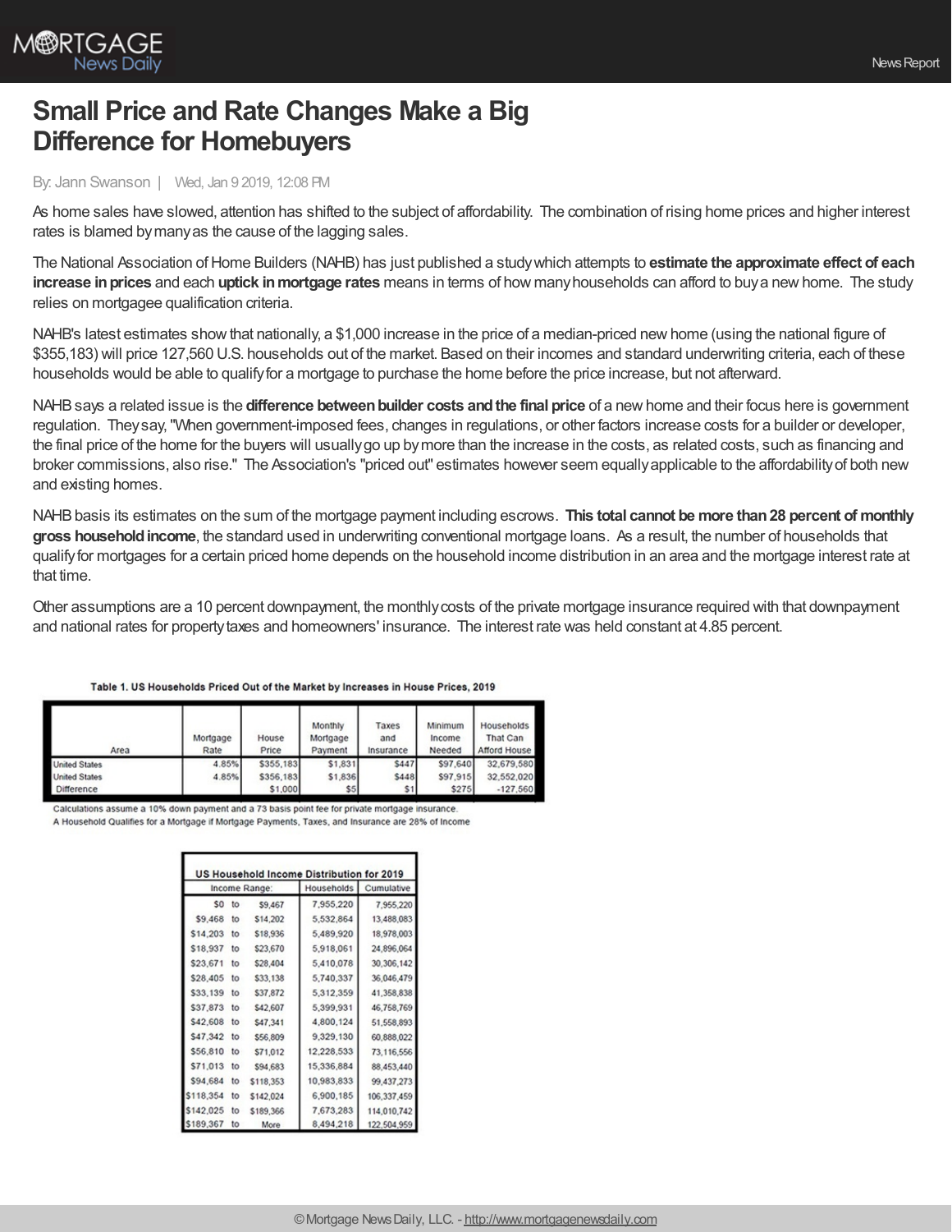# Small Price and Rate Changes Make a Big Difference for Homebuyers

By: Jann Swanson | Wed, Jan 9 2019, 12:08 PM

As home sales have slowed, attention has shifted to the subject of affordability. The combination of rising home prices and higher interest rates is blamed by many as the cause of the lagging sales.

The National Association of Home Builders (NAHB) has just published a study which attempts to **estimate the approximate effect of each increase in prices** and each **uptick in mortgage rates** means in terms of how many households can afford to buy a new home. The study relies on mortgagee qualification criteria.

NAHB's latest estimates show that nationally, a $1,000 increase in the price of a median-priced new home (using the national figure of $355,183) will price 127,560 U.S. households out of the market. Based on their incomes and standard underwriting criteria, each of these households would be able to qualify for a mortgage to purchase the home before the price increase, but not afterward.

NAHB says a related issue is the **difference between builder costs and the final price** of a new home and their focus here is government regulation. They say, "When government-imposed fees, changes in regulations, or other factors increase costs for a builder or developer, the final price of the home for the buyers will usually go up by more than the increase in the costs, as related costs, such as financing and broker commissions, also rise." The Association's "priced out" estimates however seem equally applicable to the affordability of both new and existing homes.

NAHB basis its estimates on the sum of the mortgage payment including escrows. **This total cannot be more than 28 percent of monthly gross household income**, the standard used in underwriting conventional mortgage loans. As a result, the number of households that qualify for mortgages for a certain priced home depends on the household income distribution in an area and the mortgage interest rate at that time.

Other assumptions are a 10 percent downpayment, the monthly costs of the private mortgage insurance required with that downpayment and national rates for property taxes and homeowners' insurance. The interest rate was held constant at 4.85 percent.

**Table 1. US Households Priced Out of the Market by Increases in House Prices, 2019**

| Area | Mortgage Rate | House Price | Monthly Mortgage Payment | Taxes and Insurance | Minimum Income Needed | Households That Can Afford House |
|---|---|---|---|---|---|---|
| United States | 4.85% | $355,183 | $1,831 | $447 | $97,640 | 32,679,580 |
| United States | 4.85% | $356,183 | $1,836 | $448 | $97,915 | 32,552,020 |
| Difference | | $1,000 | $5 | $1 | $275 | -127,560 |

Calculations assume a 10% down payment and a 73 basis point fee for private mortgage insurance.
A Household Qualifies for a Mortgage if Mortgage Payments, Taxes, and Insurance are 28% of Income

**US Household Income Distribution for 2019**

| Income Range: | | | Households | Cumulative |
|---|---|---|---|---|
| $0 | to | $9,467 | 7,955,220 | 7,955,220 |
| $9,468 | to | $14,202 | 5,532,864 | 13,488,083 |
| $14,203 | to | $18,936 | 5,489,920 | 18,978,003 |
| $18,937 | to | $23,670 | 5,918,061 | 24,896,064 |
| $23,671 | to | $28,404 | 5,410,078 | 30,306,142 |
| $28,405 | to | $33,138 | 5,740,337 | 36,046,479 |
| $33,139 | to | $37,872 | 5,312,359 | 41,358,838 |
| $37,873 | to | $42,607 | 5,399,931 | 46,758,769 |
| $42,608 | to | $47,341 | 4,800,124 | 51,558,893 |
| $47,342 | to | $56,809 | 9,329,130 | 60,888,022 |
| $56,810 | to | $71,012 | 12,228,533 | 73,116,556 |
| $71,013 | to | $94,683 | 15,336,884 | 88,453,440 |
| $94,684 | to | $118,353 | 10,983,833 | 99,437,273 |
| $118,354 | to | $142,024 | 6,900,185 | 106,337,459 |
| $142,025 | to | $189,366 | 7,673,283 | 114,010,742 |
| $189,367 | to | More | 8,494,218 | 122,504,959 |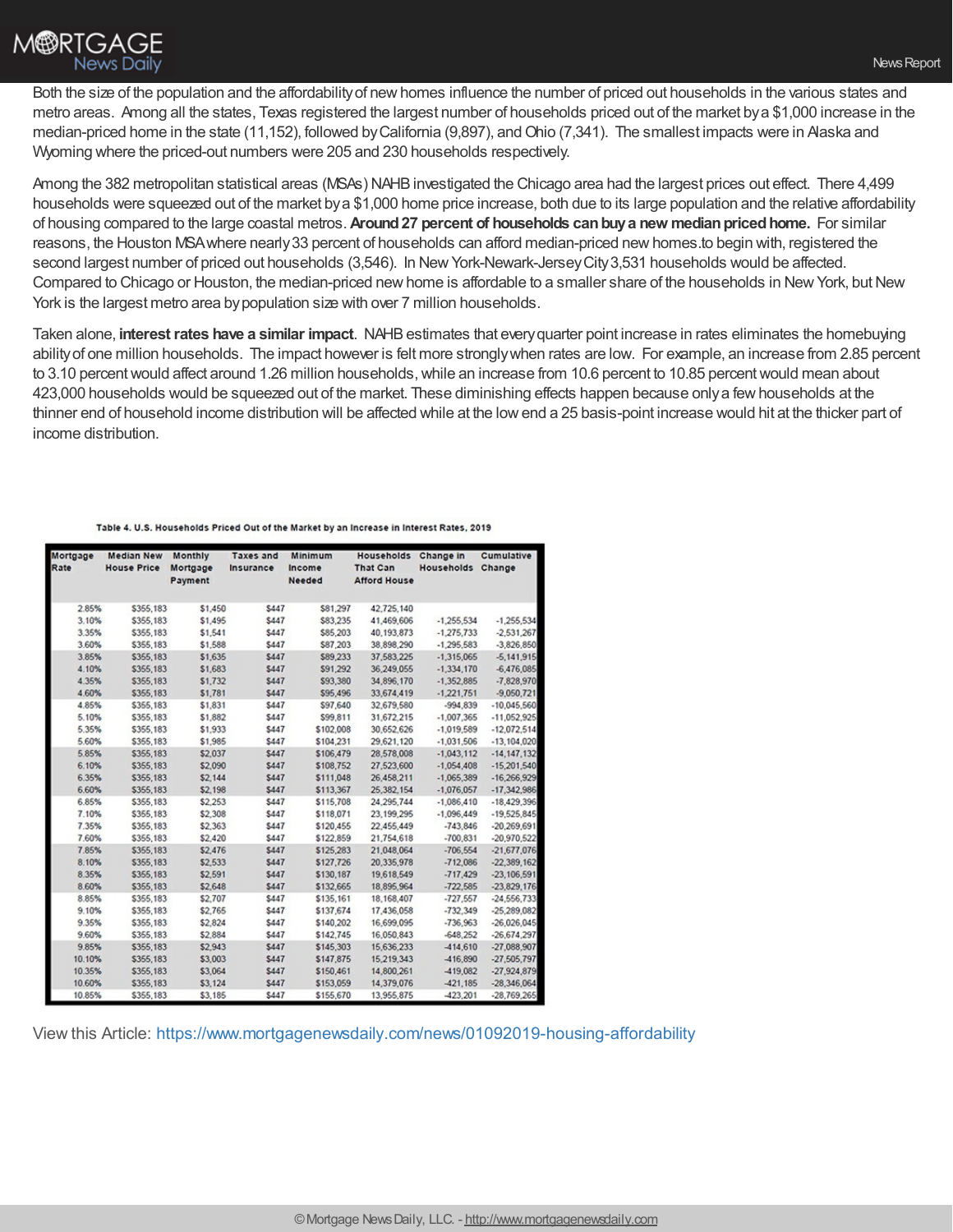Both the size of the population and the affordability of new homes influence the number of priced out households in the various states and metro areas. Among all the states, Texas registered the largest number of households priced out of the market by a $1,000 increase in the median-priced home in the state (11,152), followed by California (9,897), and Ohio (7,341). The smallest impacts were in Alaska and Wyoming where the priced-out numbers were 205 and 230 households respectively.

Among the 382 metropolitan statistical areas (MSAs) NAHB investigated the Chicago area had the largest prices out effect. There 4,499 households were squeezed out of the market by a $1,000 home price increase, both due to its large population and the relative affordability of housing compared to the large coastal metros. **Around 27 percent of households can buy a new median priced home.** For similar reasons, the Houston MSA where nearly 33 percent of households can afford median-priced new homes.to begin with, registered the second largest number of priced out households (3,546). In New York-Newark-Jersey City 3,531 households would be affected. Compared to Chicago or Houston, the median-priced new home is affordable to a smaller share of the households in New York, but New York is the largest metro area by population size with over 7 million households.

Taken alone, **interest rates have a similar impact**. NAHB estimates that every quarter point increase in rates eliminates the homebuying ability of one million households. The impact however is felt more strongly when rates are low. For example, an increase from 2.85 percent to 3.10 percent would affect around 1.26 million households, while an increase from 10.6 percent to 10.85 percent would mean about 423,000 households would be squeezed out of the market. These diminishing effects happen because only a few households at the thinner end of household income distribution will be affected while at the low end a 25 basis-point increase would hit at the thicker part of income distribution.

Table 4. U.S. Households Priced Out of the Market by an Increase in Interest Rates, 2019

| Mortgage Rate | Median New House Price | Monthly Mortgage Payment | Taxes and Insurance | Minimum Income Needed | Households That Can Afford House | Change in Households | Cumulative Change |
|---|---|---|---|---|---|---|---|
| 2.85% | $355,183 | $1,450 | $447 | $81,297 | 42,725,140 | | |
| 3.10% | $355,183 | $1,495 | $447 | $83,235 | 41,469,606 | -1,255,534 | -1,255,534 |
| 3.35% | $355,183 | $1,541 | $447 | $85,203 | 40,193,873 | -1,275,733 | -2,531,267 |
| 3.60% | $355,183 | $1,588 | $447 | $87,203 | 38,898,290 | -1,295,583 | -3,826,850 |
| 3.85% | $355,183 | $1,635 | $447 | $89,233 | 37,583,225 | -1,315,065 | -5,141,915 |
| 4.10% | $355,183 | $1,683 | $447 | $91,292 | 36,249,055 | -1,334,170 | -6,476,085 |
| 4.35% | $355,183 | $1,732 | $447 | $93,380 | 34,896,170 | -1,352,885 | -7,828,970 |
| 4.60% | $355,183 | $1,781 | $447 | $95,496 | 33,674,419 | -1,221,751 | -9,050,721 |
| 4.85% | $355,183 | $1,831 | $447 | $97,640 | 32,679,580 | -994,839 | -10,045,560 |
| 5.10% | $355,183 | $1,882 | $447 | $99,811 | 31,672,215 | -1,007,365 | -11,052,925 |
| 5.35% | $355,183 | $1,933 | $447 | $102,008 | 30,652,626 | -1,019,589 | -12,072,514 |
| 5.60% | $355,183 | $1,985 | $447 | $104,231 | 29,621,120 | -1,031,506 | -13,104,020 |
| 5.85% | $355,183 | $2,037 | $447 | $106,479 | 28,578,008 | -1,043,112 | -14,147,132 |
| 6.10% | $355,183 | $2,090 | $447 | $108,752 | 27,523,600 | -1,054,408 | -15,201,540 |
| 6.35% | $355,183 | $2,144 | $447 | $111,048 | 26,458,211 | -1,065,389 | -16,266,929 |
| 6.60% | $355,183 | $2,198 | $447 | $113,367 | 25,382,154 | -1,076,057 | -17,342,986 |
| 6.85% | $355,183 | $2,253 | $447 | $115,708 | 24,295,744 | -1,086,410 | -18,429,396 |
| 7.10% | $355,183 | $2,308 | $447 | $118,071 | 23,199,295 | -1,096,449 | -19,525,845 |
| 7.35% | $355,183 | $2,363 | $447 | $120,455 | 22,455,449 | -743,846 | -20,269,691 |
| 7.60% | $355,183 | $2,420 | $447 | $122,859 | 21,754,618 | -700,831 | -20,970,522 |
| 7.85% | $355,183 | $2,476 | $447 | $125,283 | 21,048,064 | -706,554 | -21,677,076 |
| 8.10% | $355,183 | $2,533 | $447 | $127,726 | 20,335,978 | -712,086 | -22,389,162 |
| 8.35% | $355,183 | $2,591 | $447 | $130,187 | 19,618,549 | -717,429 | -23,106,591 |
| 8.60% | $355,183 | $2,648 | $447 | $132,665 | 18,895,964 | -722,585 | -23,829,176 |
| 8.85% | $355,183 | $2,707 | $447 | $135,161 | 18,168,407 | -727,557 | -24,556,733 |
| 9.10% | $355,183 | $2,765 | $447 | $137,674 | 17,436,058 | -732,349 | -25,289,082 |
| 9.35% | $355,183 | $2,824 | $447 | $140,202 | 16,699,095 | -736,963 | -26,026,045 |
| 9.60% | $355,183 | $2,884 | $447 | $142,745 | 16,050,843 | -648,252 | -26,674,297 |
| 9.85% | $355,183 | $2,943 | $447 | $145,303 | 15,636,233 | -414,610 | -27,088,907 |
| 10.10% | $355,183 | $3,003 | $447 | $147,875 | 15,219,343 | -416,890 | -27,505,797 |
| 10.35% | $355,183 | $3,064 | $447 | $150,461 | 14,800,261 | -419,082 | -27,924,879 |
| 10.60% | $355,183 | $3,124 | $447 | $153,059 | 14,379,076 | -421,185 | -28,346,064 |
| 10.85% | $355,183 | $3,185 | $447 | $155,670 | 13,955,875 | -423,201 | -28,769,265 |

View this Article: https://www.mortgagenewsdaily.com/news/01092019-housing-affordability